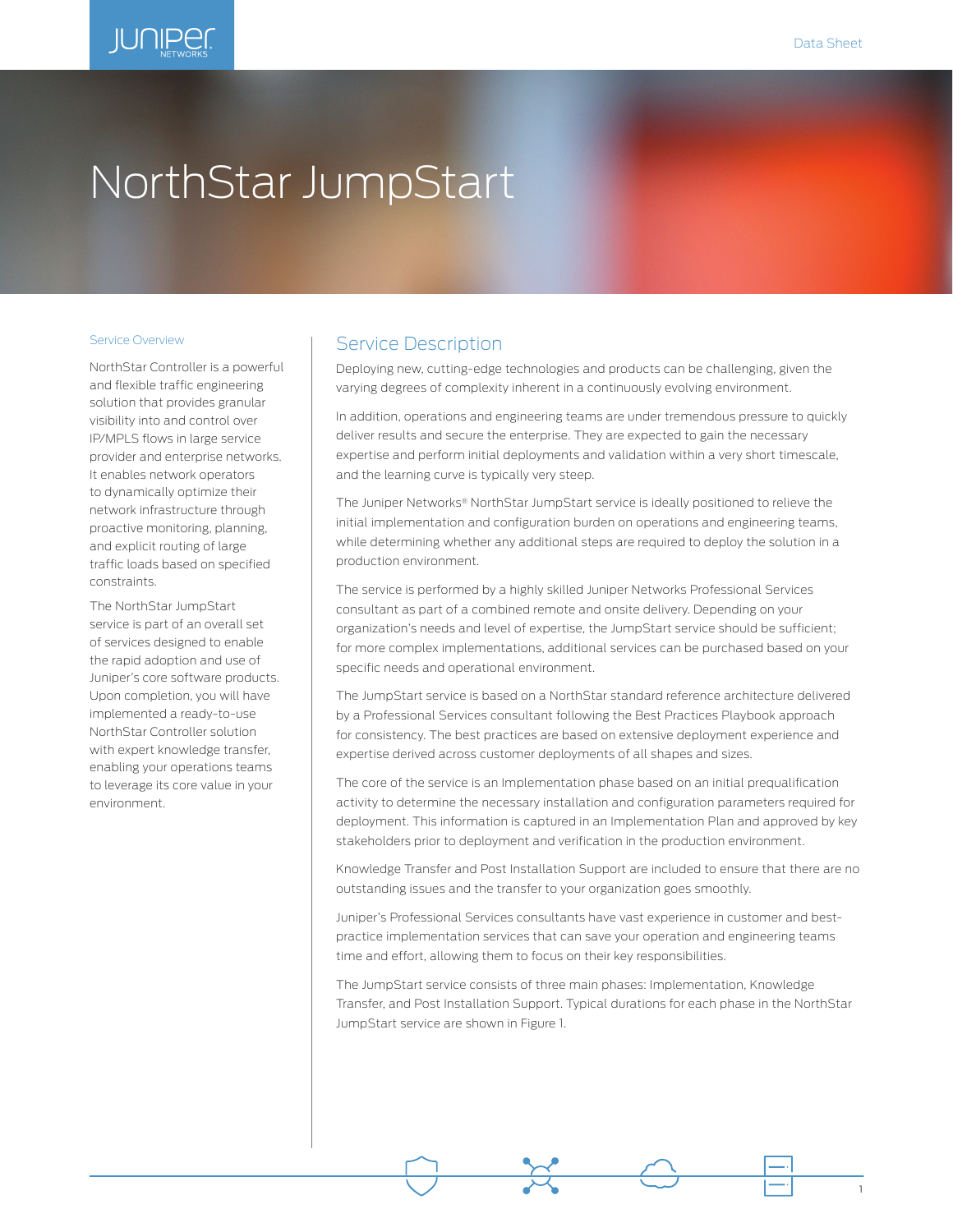# NorthStar JumpStart

## Service Overview

NorthStar Controller is a powerful and flexible traffic engineering solution that provides granular visibility into and control over IP/MPLS flows in large service provider and enterprise networks. It enables network operators to dynamically optimize their network infrastructure through proactive monitoring, planning, and explicit routing of large traffic loads based on specified constraints.

The NorthStar JumpStart service is part of an overall set of services designed to enable the rapid adoption and use of Juniper's core software products. Upon completion, you will have implemented a ready-to-use NorthStar Controller solution with expert knowledge transfer, enabling your operations teams to leverage its core value in your environment.

## Service Description

Deploying new, cutting-edge technologies and products can be challenging, given the varying degrees of complexity inherent in a continuously evolving environment.

In addition, operations and engineering teams are under tremendous pressure to quickly deliver results and secure the enterprise. They are expected to gain the necessary expertise and perform initial deployments and validation within a very short timescale, and the learning curve is typically very steep.

The Juniper Networks® NorthStar JumpStart service is ideally positioned to relieve the initial implementation and configuration burden on operations and engineering teams, while determining whether any additional steps are required to deploy the solution in a production environment.

The service is performed by a highly skilled Juniper Networks Professional Services consultant as part of a combined remote and onsite delivery. Depending on your organization's needs and level of expertise, the JumpStart service should be sufficient; for more complex implementations, additional services can be purchased based on your specific needs and operational environment.

The JumpStart service is based on a NorthStar standard reference architecture delivered by a Professional Services consultant following the Best Practices Playbook approach for consistency. The best practices are based on extensive deployment experience and expertise derived across customer deployments of all shapes and sizes.

The core of the service is an Implementation phase based on an initial prequalification activity to determine the necessary installation and configuration parameters required for deployment. This information is captured in an Implementation Plan and approved by key stakeholders prior to deployment and verification in the production environment.

Knowledge Transfer and Post Installation Support are included to ensure that there are no outstanding issues and the transfer to your organization goes smoothly.

Juniper's Professional Services consultants have vast experience in customer and best-practice implementation services that can save your operation and engineering teams time and effort, allowing them to focus on their key responsibilities.

The JumpStart service consists of three main phases: Implementation, Knowledge Transfer, and Post Installation Support. Typical durations for each phase in the NorthStar JumpStart service are shown in Figure 1.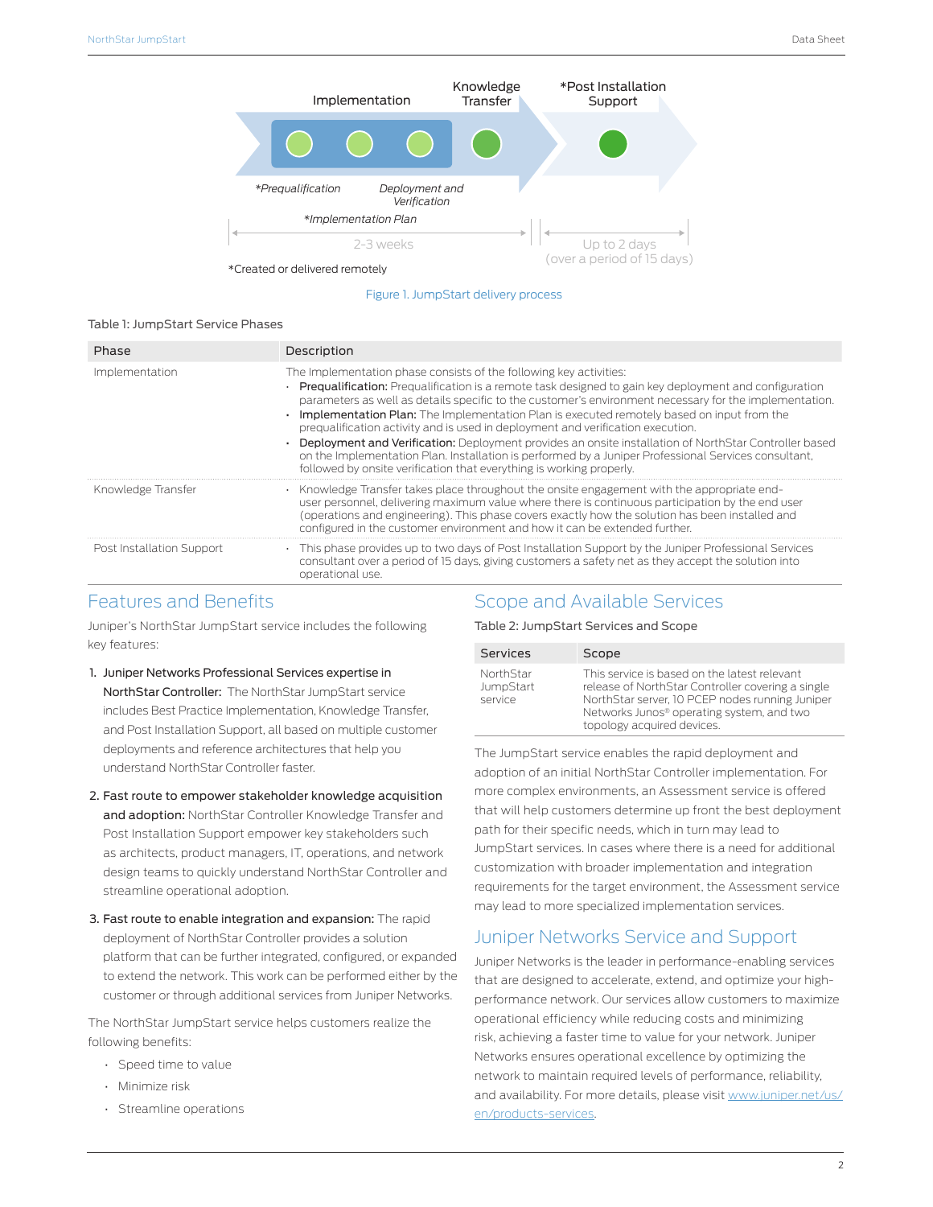Implementation

Knowledge Transfer

*Post Installation Support

*Prequalification

Deployment and Verification

*Implementation Plan

2-3 weeks

Up to 2 days (over a period of 15 days)

*Created or delivered remotely

Figure 1. JumpStart delivery process

Table 1: JumpStart Service Phases

| Phase | Description |
| --- | --- |
| Implementation | The Implementation phase consists of the following key activities:<br>• **Prequalification:** Prequalification is a remote task designed to gain key deployment and configuration parameters as well as details specific to the customer's environment necessary for the implementation.<br>• **Implementation Plan:** The Implementation Plan is executed remotely based on input from the prequalification activity and is used in deployment and verification execution.<br>• **Deployment and Verification:** Deployment provides an onsite installation of NorthStar Controller based on the Implementation Plan. Installation is performed by a Juniper Professional Services consultant, followed by onsite verification that everything is working properly. |
| Knowledge Transfer | • Knowledge Transfer takes place throughout the onsite engagement with the appropriate end-user personnel, delivering maximum value where there is continuous participation by the end user (operations and engineering). This phase covers exactly how the solution has been installed and configured in the customer environment and how it can be extended further. |
| Post Installation Support | • This phase provides up to two days of Post Installation Support by the Juniper Professional Services consultant over a period of 15 days, giving customers a safety net as they accept the solution into operational use. |

## Features and Benefits

Juniper's NorthStar JumpStart service includes the following key features:

1. **Juniper Networks Professional Services expertise in NorthStar Controller:** The NorthStar JumpStart service includes Best Practice Implementation, Knowledge Transfer, and Post Installation Support, all based on multiple customer deployments and reference architectures that help you understand NorthStar Controller faster.
2. **Fast route to empower stakeholder knowledge acquisition and adoption:** NorthStar Controller Knowledge Transfer and Post Installation Support empower key stakeholders such as architects, product managers, IT, operations, and network design teams to quickly understand NorthStar Controller and streamline operational adoption.
3. **Fast route to enable integration and expansion:** The rapid deployment of NorthStar Controller provides a solution platform that can be further integrated, configured, or expanded to extend the network. This work can be performed either by the customer or through additional services from Juniper Networks.

The NorthStar JumpStart service helps customers realize the following benefits:

- Speed time to value
- Minimize risk
- Streamline operations

## Scope and Available Services

Table 2: JumpStart Services and Scope

| Services | Scope |
| --- | --- |
| NorthStar JumpStart service | This service is based on the latest relevant release of NorthStar Controller covering a single NorthStar server, 10 PCEP nodes running Juniper Networks Junos® operating system, and two topology acquired devices. |

The JumpStart service enables the rapid deployment and adoption of an initial NorthStar Controller implementation. For more complex environments, an Assessment service is offered that will help customers determine up front the best deployment path for their specific needs, which in turn may lead to JumpStart services. In cases where there is a need for additional customization with broader implementation and integration requirements for the target environment, the Assessment service may lead to more specialized implementation services.

## Juniper Networks Service and Support

Juniper Networks is the leader in performance-enabling services that are designed to accelerate, extend, and optimize your high-performance network. Our services allow customers to maximize operational efficiency while reducing costs and minimizing risk, achieving a faster time to value for your network. Juniper Networks ensures operational excellence by optimizing the network to maintain required levels of performance, reliability, and availability. For more details, please visit [www.juniper.net/us/en/products-services](www.juniper.net/us/en/products-services).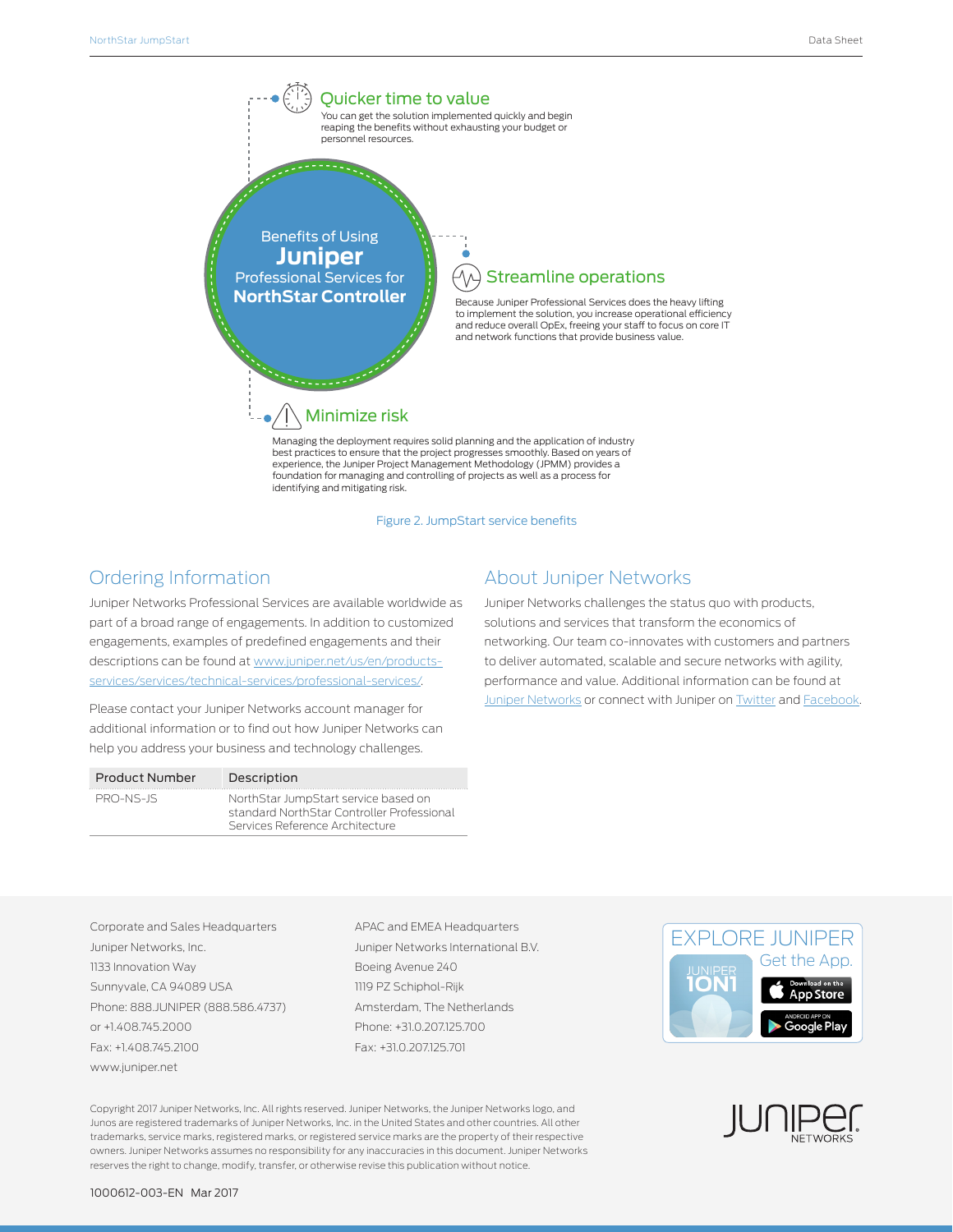Benefits of Using **Juniper** Professional Services for **NorthStar Controller**

### Quicker time to value

You can get the solution implemented quickly and begin reaping the benefits without exhausting your budget or personnel resources.

### Streamline operations

Because Juniper Professional Services does the heavy lifting to implement the solution, you increase operational efficiency and reduce overall OpEx, freeing your staff to focus on core IT and network functions that provide business value.

### Minimize risk

Managing the deployment requires solid planning and the application of industry best practices to ensure that the project progresses smoothly. Based on years of experience, the Juniper Project Management Methodology (JPMM) provides a foundation for managing and controlling of projects as well as a process for identifying and mitigating risk.

Figure 2. JumpStart service benefits

## Ordering Information

Juniper Networks Professional Services are available worldwide as part of a broad range of engagements. In addition to customized engagements, examples of predefined engagements and their descriptions can be found at [www.juniper.net/us/en/products-services/services/technical-services/professional-services/](www.juniper.net/us/en/products-services/services/technical-services/professional-services/).

Please contact your Juniper Networks account manager for additional information or to find out how Juniper Networks can help you address your business and technology challenges.

| Product Number | Description |
| --- | --- |
| PRO-NS-JS | NorthStar JumpStart service based on standard NorthStar Controller Professional Services Reference Architecture |

## About Juniper Networks

Juniper Networks challenges the status quo with products, solutions and services that transform the economics of networking. Our team co-innovates with customers and partners to deliver automated, scalable and secure networks with agility, performance and value. Additional information can be found at Juniper Networks or connect with Juniper on Twitter and Facebook.

Corporate and Sales Headquarters
Juniper Networks, Inc.
1133 Innovation Way
Sunnyvale, CA 94089 USA
Phone: 888.JUNIPER (888.586.4737)
or +1.408.745.2000
Fax: +1.408.745.2100
www.juniper.net

APAC and EMEA Headquarters
Juniper Networks International B.V.
Boeing Avenue 240
1119 PZ Schiphol-Rijk
Amsterdam, The Netherlands
Phone: +31.0.207.125.700
Fax: +31.0.207.125.701

EXPLORE JUNIPER
Get the App.

Copyright 2017 Juniper Networks, Inc. All rights reserved. Juniper Networks, the Juniper Networks logo, and Junos are registered trademarks of Juniper Networks, Inc. in the United States and other countries. All other trademarks, service marks, registered marks, or registered service marks are the property of their respective owners. Juniper Networks assumes no responsibility for any inaccuracies in this document. Juniper Networks reserves the right to change, modify, transfer, or otherwise revise this publication without notice.

1000612-003-EN Mar 2017